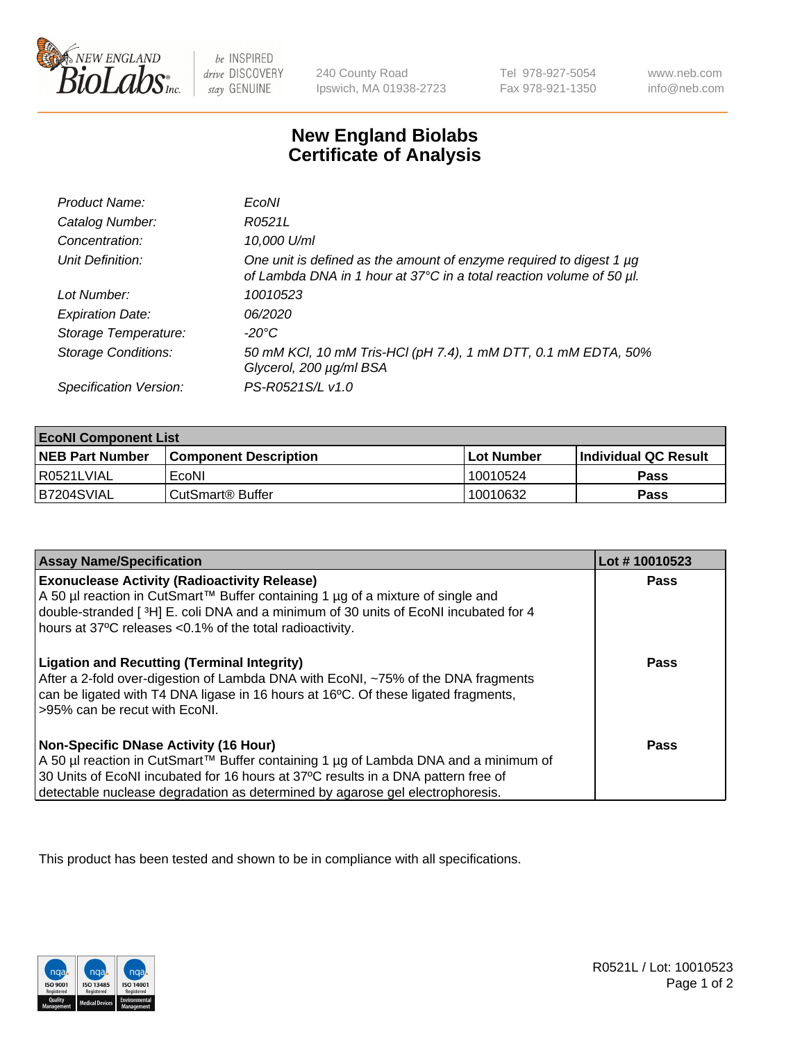# New England Biolabs
## Certificate of Analysis

| | |
|---|---|
| *Product Name:* | *EcoNI* |
| *Catalog Number:* | *R0521L* |
| *Concentration:* | *10,000 U/ml* |
| *Unit Definition:* | *One unit is defined as the amount of enzyme required to digest 1 µg of Lambda DNA in 1 hour at 37°C in a total reaction volume of 50 µl.* |
| *Lot Number:* | *10010523* |
| *Expiration Date:* | *06/2020* |
| *Storage Temperature:* | *-20°C* |
| *Storage Conditions:* | *50 mM KCl, 10 mM Tris-HCl (pH 7.4), 1 mM DTT, 0.1 mM EDTA, 50% Glycerol, 200 µg/ml BSA* |
| *Specification Version:* | *PS-R0521S/L v1.0* |

| **EcoNI Component List** | | | |
|---|---|---|---|
| **NEB Part Number** | **Component Description** | **Lot Number** | **Individual QC Result** |
| R0521LVIAL | EcoNI | 10010524 | **Pass** |
| B7204SVIAL | CutSmart® Buffer | 10010632 | **Pass** |

| **Assay Name/Specification** | **Lot # 10010523** |
|---|---|
| **Exonuclease Activity (Radioactivity Release)**<br>A 50 µl reaction in CutSmart™ Buffer containing 1 µg of a mixture of single and double-stranded [ $^3$H] E. coli DNA and a minimum of 30 units of EcoNI incubated for 4 hours at 37ºC releases <0.1% of the total radioactivity. | **Pass** |
| **Ligation and Recutting (Terminal Integrity)**<br>After a 2-fold over-digestion of Lambda DNA with EcoNI, ~75% of the DNA fragments can be ligated with T4 DNA ligase in 16 hours at 16ºC. Of these ligated fragments, >95% can be recut with EcoNI. | **Pass** |
| **Non-Specific DNase Activity (16 Hour)**<br>A 50 µl reaction in CutSmart™ Buffer containing 1 µg of Lambda DNA and a minimum of 30 Units of EcoNI incubated for 16 hours at 37ºC results in a DNA pattern free of detectable nuclease degradation as determined by agarose gel electrophoresis. | **Pass** |

This product has been tested and shown to be in compliance with all specifications.

R0521L / Lot: 10010523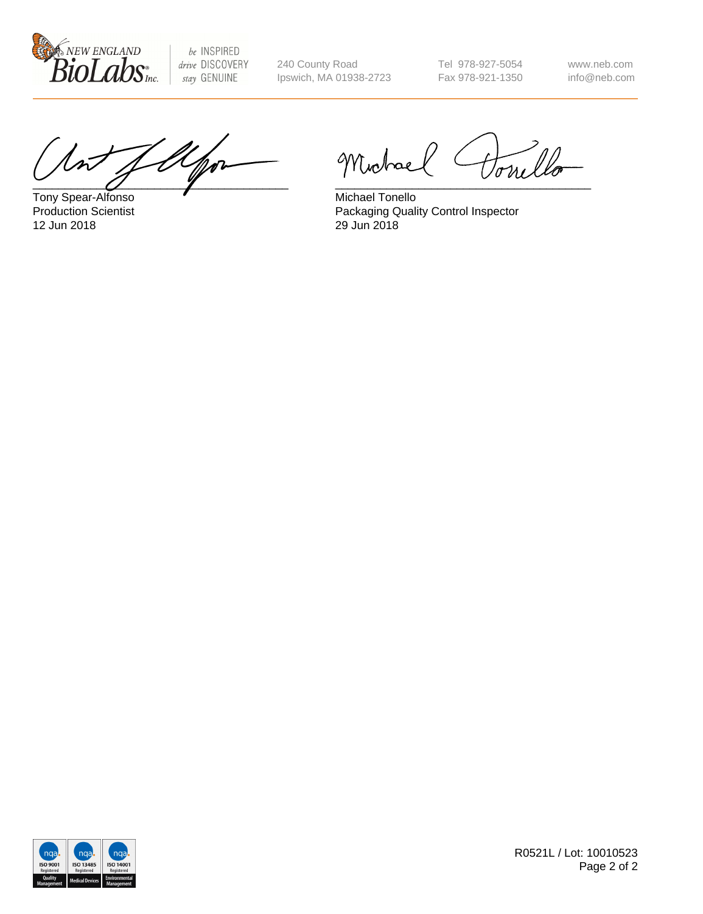240 County Road
Ipswich, MA 01938-2723

Tel 978-927-5054
Fax 978-921-1350

www.neb.com
info@neb.com

Tony Spear-Alfonso
Production Scientist
12 Jun 2018

Michael Tonello
Packaging Quality Control Inspector
29 Jun 2018

R0521L / Lot: 10010523